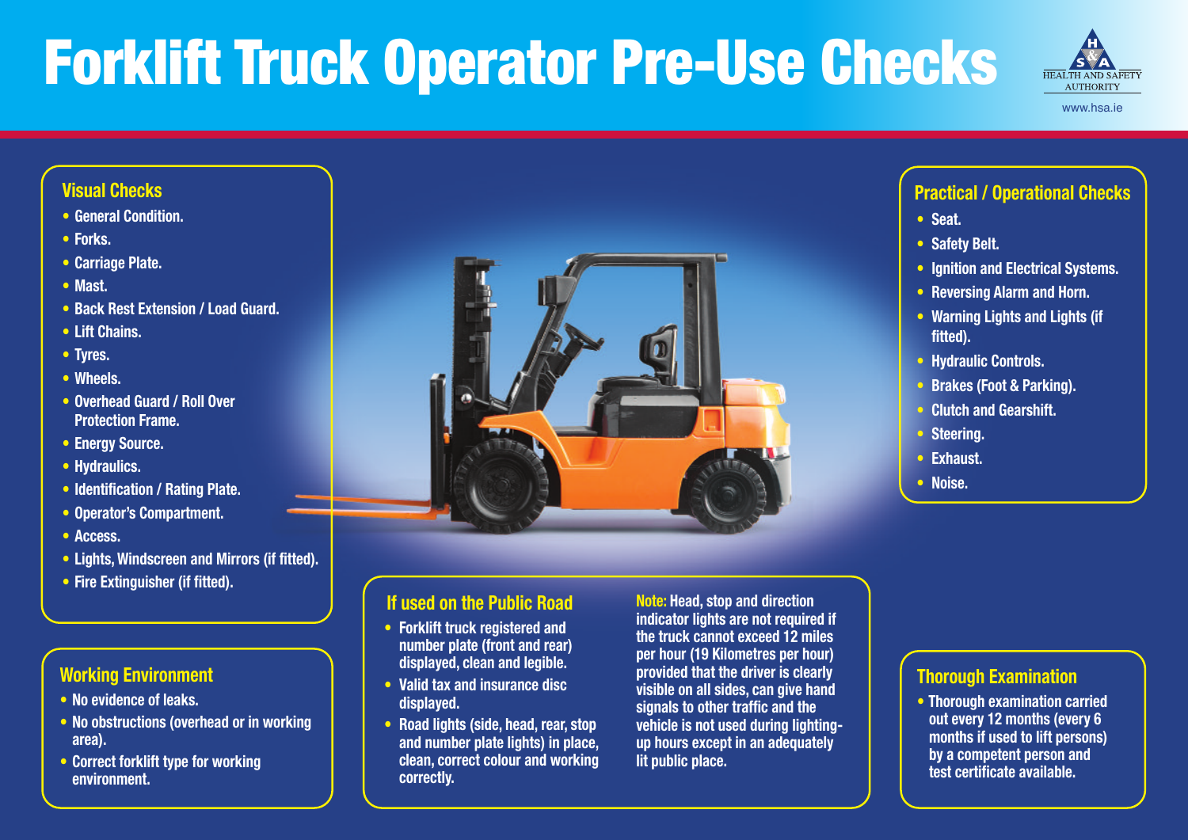# Forklift Truck Operator Pre-Use Checks

HEALTH AND SAFETY AUTHORITY

www.hsa.ie

## Visual Checks

- General Condition.
- Forks.
- Carriage Plate.
- Mast.
- Back Rest Extension / Load Guard.
- Lift Chains.
- Tyres.
- Wheels.
- Overhead Guard / Roll Over Protection Frame.
- Energy Source.
- Hydraulics.
- Identification / Rating Plate.
- Operator's Compartment.
- Access.
- Lights, Windscreen and Mirrors (if fitted).
- Fire Extinguisher (if fitted).

## Practical / Operational Checks

- Seat.
- Safety Belt.
- Ignition and Electrical Systems.
- Reversing Alarm and Horn.
- Warning Lights and Lights (if fitted).
- Hydraulic Controls.
- Brakes (Foot & Parking).
- Clutch and Gearshift.
- Steering.
- Exhaust.
- Noise.

## Working Environment

- No evidence of leaks.
- No obstructions (overhead or in working area).
- Correct forklift type for working environment.

## If used on the Public Road

- Forklift truck registered and number plate (front and rear) displayed, clean and legible.
- Valid tax and insurance disc displayed.
- Road lights (side, head, rear, stop and number plate lights) in place, clean, correct colour and working correctly.

**Note:** Head, stop and direction indicator lights are not required if the truck cannot exceed 12 miles per hour (19 Kilometres per hour) provided that the driver is clearly visible on all sides, can give hand signals to other traffic and the vehicle is not used during lighting-up hours except in an adequately lit public place.

## Thorough Examination

- Thorough examination carried out every 12 months (every 6 months if used to lift persons) by a competent person and test certificate available.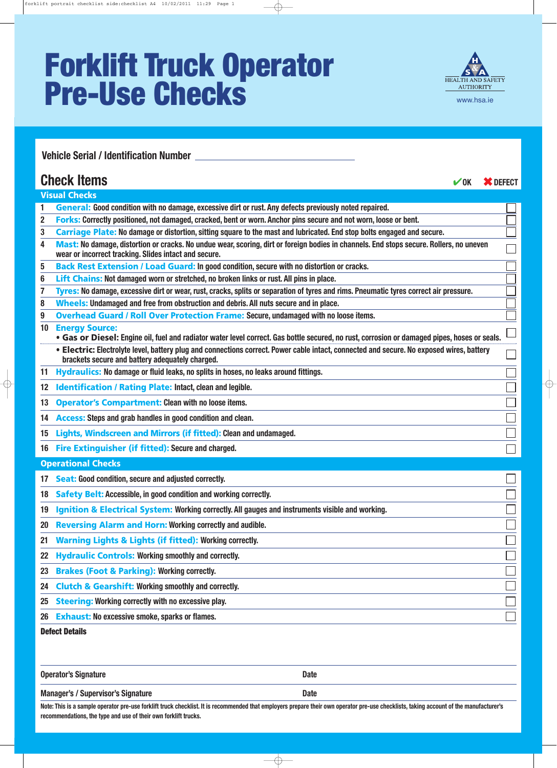# Forklift Truck Operator Pre-Use Checks

HEALTH AND SAFETY AUTHORITY

www.hsa.ie

**Vehicle Serial / Identification Number** ____________________

## Check Items

✔ OK ✖ DEFECT

### Visual Checks

| | | |
|---|---|---|
| 1 | **General:** Good condition with no damage, excessive dirt or rust. Any defects previously noted repaired. | ☐ |
| 2 | **Forks:** Correctly positioned, not damaged, cracked, bent or worn. Anchor pins secure and not worn, loose or bent. | ☐ |
| 3 | **Carriage Plate:** No damage or distortion, sitting square to the mast and lubricated. End stop bolts engaged and secure. | ☐ |
| 4 | **Mast:** No damage, distortion or cracks. No undue wear, scoring, dirt or foreign bodies in channels. End stops secure. Rollers, no uneven wear or incorrect tracking. Slides intact and secure. | ☐ |
| 5 | **Back Rest Extension / Load Guard:** In good condition, secure with no distortion or cracks. | ☐ |
| 6 | **Lift Chains:** Not damaged worn or stretched, no broken links or rust. All pins in place. | ☐ |
| 7 | **Tyres:** No damage, excessive dirt or wear, rust, cracks, splits or separation of tyres and rims. Pneumatic tyres correct air pressure. | ☐ |
| 8 | **Wheels:** Undamaged and free from obstruction and debris. All nuts secure and in place. | ☐ |
| 9 | **Overhead Guard / Roll Over Protection Frame:** Secure, undamaged with no loose items. | ☐ |
| 10 | **Energy Source:** • **Gas or Diesel:** Engine oil, fuel and radiator water level correct. Gas bottle secured, no rust, corrosion or damaged pipes, hoses or seals. | ☐ |
| | • **Electric:** Electrolyte level, battery plug and connections correct. Power cable intact, connected and secure. No exposed wires, battery brackets secure and battery adequately charged. | ☐ |
| 11 | **Hydraulics:** No damage or fluid leaks, no splits in hoses, no leaks around fittings. | ☐ |
| 12 | **Identification / Rating Plate:** Intact, clean and legible. | ☐ |
| 13 | **Operator's Compartment:** Clean with no loose items. | ☐ |
| 14 | **Access:** Steps and grab handles in good condition and clean. | ☐ |
| 15 | **Lights, Windscreen and Mirrors (if fitted):** Clean and undamaged. | ☐ |
| 16 | **Fire Extinguisher (if fitted):** Secure and charged. | ☐ |

### Operational Checks

| | | |
|---|---|---|
| 17 | **Seat:** Good condition, secure and adjusted correctly. | ☐ |
| 18 | **Safety Belt:** Accessible, in good condition and working correctly. | ☐ |
| 19 | **Ignition & Electrical System:** Working correctly. All gauges and instruments visible and working. | ☐ |
| 20 | **Reversing Alarm and Horn:** Working correctly and audible. | ☐ |
| 21 | **Warning Lights & Lights (if fitted):** Working correctly. | ☐ |
| 22 | **Hydraulic Controls:** Working smoothly and correctly. | ☐ |
| 23 | **Brakes (Foot & Parking):** Working correctly. | ☐ |
| 24 | **Clutch & Gearshift:** Working smoothly and correctly. | ☐ |
| 25 | **Steering:** Working correctly with no excessive play. | ☐ |
| 26 | **Exhaust:** No excessive smoke, sparks or flames. | ☐ |

**Defect Details**

**Operator's Signature** **Date**

**Manager's / Supervisor's Signature** **Date**

**Note: This is a sample operator pre-use forklift truck checklist. It is recommended that employers prepare their own operator pre-use checklists, taking account of the manufacturer's recommendations, the type and use of their own forklift trucks.**